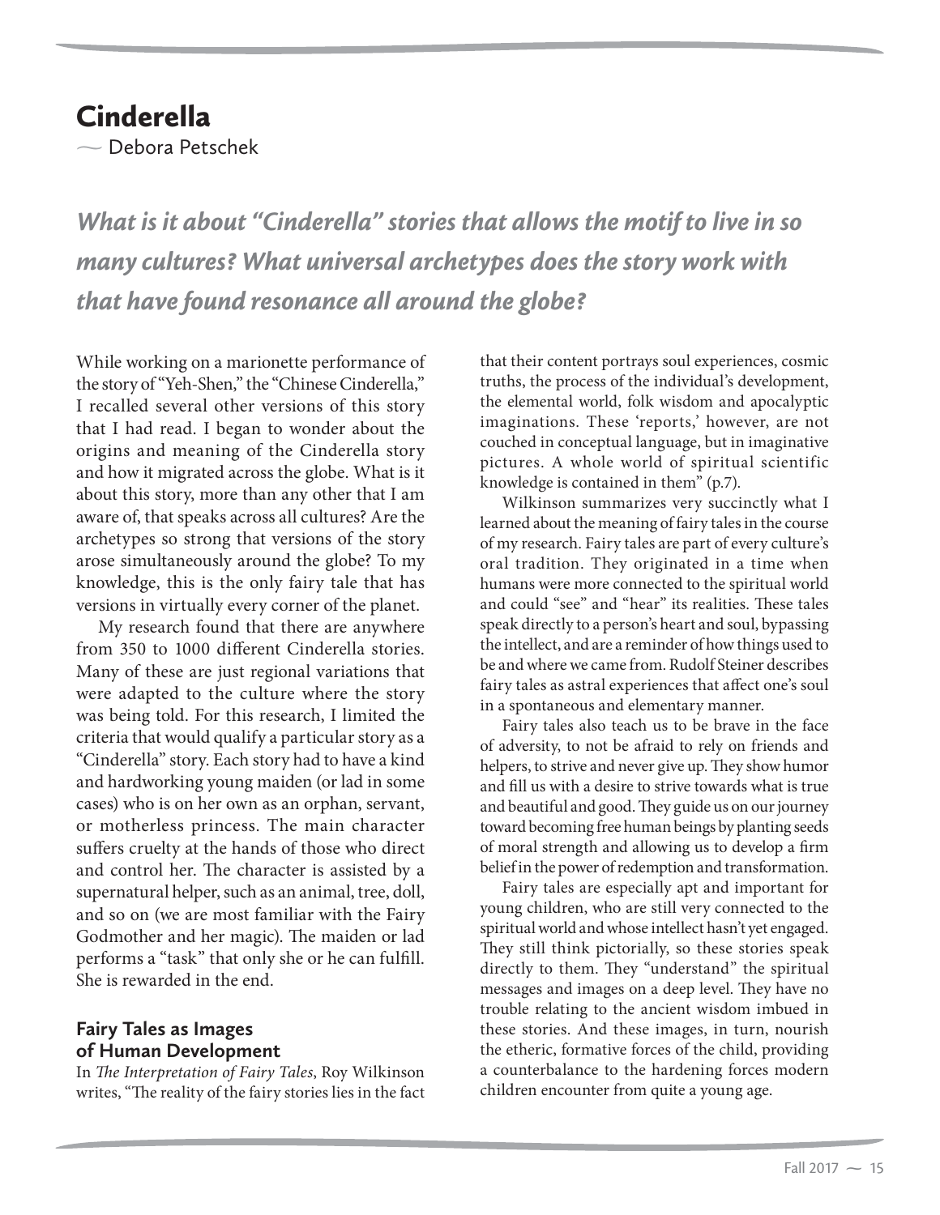# Cinderella

— Debora Petschek

***What is it about "Cinderella" stories that allows the motif to live in so many cultures? What universal archetypes does the story work with that have found resonance all around the globe?***

While working on a marionette performance of the story of "Yeh-Shen," the "Chinese Cinderella," I recalled several other versions of this story that I had read. I began to wonder about the origins and meaning of the Cinderella story and how it migrated across the globe. What is it about this story, more than any other that I am aware of, that speaks across all cultures? Are the archetypes so strong that versions of the story arose simultaneously around the globe? To my knowledge, this is the only fairy tale that has versions in virtually every corner of the planet.

My research found that there are anywhere from 350 to 1000 different Cinderella stories. Many of these are just regional variations that were adapted to the culture where the story was being told. For this research, I limited the criteria that would qualify a particular story as a "Cinderella" story. Each story had to have a kind and hardworking young maiden (or lad in some cases) who is on her own as an orphan, servant, or motherless princess. The main character suffers cruelty at the hands of those who direct and control her. The character is assisted by a supernatural helper, such as an animal, tree, doll, and so on (we are most familiar with the Fairy Godmother and her magic). The maiden or lad performs a "task" that only she or he can fulfill. She is rewarded in the end.

## Fairy Tales as Images of Human Development

In *The Interpretation of Fairy Tales*, Roy Wilkinson writes, "The reality of the fairy stories lies in the fact that their content portrays soul experiences, cosmic truths, the process of the individual's development, the elemental world, folk wisdom and apocalyptic imaginations. These 'reports,' however, are not couched in conceptual language, but in imaginative pictures. A whole world of spiritual scientific knowledge is contained in them" (p.7).

Wilkinson summarizes very succinctly what I learned about the meaning of fairy tales in the course of my research. Fairy tales are part of every culture's oral tradition. They originated in a time when humans were more connected to the spiritual world and could "see" and "hear" its realities. These tales speak directly to a person's heart and soul, bypassing the intellect, and are a reminder of how things used to be and where we came from. Rudolf Steiner describes fairy tales as astral experiences that affect one's soul in a spontaneous and elementary manner.

Fairy tales also teach us to be brave in the face of adversity, to not be afraid to rely on friends and helpers, to strive and never give up. They show humor and fill us with a desire to strive towards what is true and beautiful and good. They guide us on our journey toward becoming free human beings by planting seeds of moral strength and allowing us to develop a firm belief in the power of redemption and transformation.

Fairy tales are especially apt and important for young children, who are still very connected to the spiritual world and whose intellect hasn't yet engaged. They still think pictorially, so these stories speak directly to them. They "understand" the spiritual messages and images on a deep level. They have no trouble relating to the ancient wisdom imbued in these stories. And these images, in turn, nourish the etheric, formative forces of the child, providing a counterbalance to the hardening forces modern children encounter from quite a young age.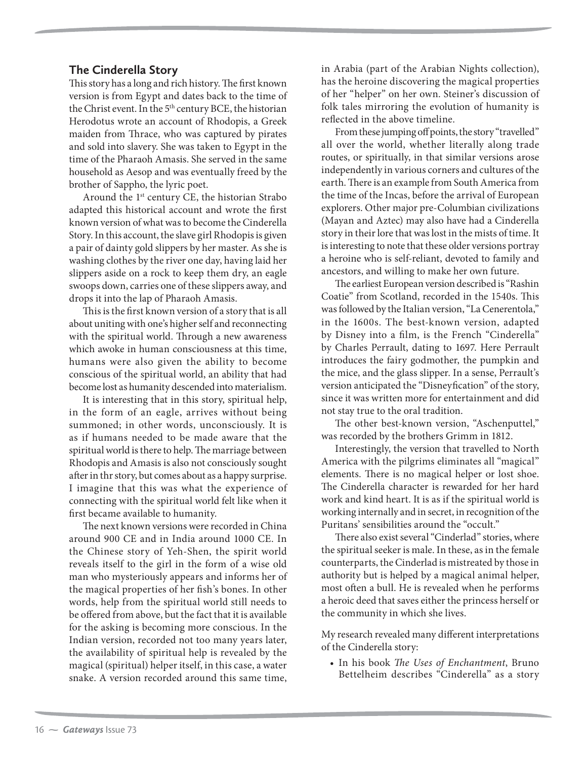## The Cinderella Story

This story has a long and rich history. The first known version is from Egypt and dates back to the time of the Christ event. In the 5th century BCE, the historian Herodotus wrote an account of Rhodopis, a Greek maiden from Thrace, who was captured by pirates and sold into slavery. She was taken to Egypt in the time of the Pharaoh Amasis. She served in the same household as Aesop and was eventually freed by the brother of Sappho, the lyric poet.

Around the 1st century CE, the historian Strabo adapted this historical account and wrote the first known version of what was to become the Cinderella Story. In this account, the slave girl Rhodopis is given a pair of dainty gold slippers by her master. As she is washing clothes by the river one day, having laid her slippers aside on a rock to keep them dry, an eagle swoops down, carries one of these slippers away, and drops it into the lap of Pharaoh Amasis.

This is the first known version of a story that is all about uniting with one's higher self and reconnecting with the spiritual world. Through a new awareness which awoke in human consciousness at this time, humans were also given the ability to become conscious of the spiritual world, an ability that had become lost as humanity descended into materialism.

It is interesting that in this story, spiritual help, in the form of an eagle, arrives without being summoned; in other words, unconsciously. It is as if humans needed to be made aware that the spiritual world is there to help. The marriage between Rhodopis and Amasis is also not consciously sought after in thr story, but comes about as a happy surprise. I imagine that this was what the experience of connecting with the spiritual world felt like when it first became available to humanity.

The next known versions were recorded in China around 900 CE and in India around 1000 CE. In the Chinese story of Yeh-Shen, the spirit world reveals itself to the girl in the form of a wise old man who mysteriously appears and informs her of the magical properties of her fish's bones. In other words, help from the spiritual world still needs to be offered from above, but the fact that it is available for the asking is becoming more conscious. In the Indian version, recorded not too many years later, the availability of spiritual help is revealed by the magical (spiritual) helper itself, in this case, a water snake. A version recorded around this same time, in Arabia (part of the Arabian Nights collection), has the heroine discovering the magical properties of her "helper" on her own. Steiner's discussion of folk tales mirroring the evolution of humanity is reflected in the above timeline.

From these jumping off points, the story "travelled" all over the world, whether literally along trade routes, or spiritually, in that similar versions arose independently in various corners and cultures of the earth. There is an example from South America from the time of the Incas, before the arrival of European explorers. Other major pre-Columbian civilizations (Mayan and Aztec) may also have had a Cinderella story in their lore that was lost in the mists of time. It is interesting to note that these older versions portray a heroine who is self-reliant, devoted to family and ancestors, and willing to make her own future.

The earliest European version described is "Rashin Coatie" from Scotland, recorded in the 1540s. This was followed by the Italian version, "La Cenerentola," in the 1600s. The best-known version, adapted by Disney into a film, is the French "Cinderella" by Charles Perrault, dating to 1697. Here Perrault introduces the fairy godmother, the pumpkin and the mice, and the glass slipper. In a sense, Perrault's version anticipated the "Disneyfication" of the story, since it was written more for entertainment and did not stay true to the oral tradition.

The other best-known version, "Aschenputtel," was recorded by the brothers Grimm in 1812.

Interestingly, the version that travelled to North America with the pilgrims eliminates all "magical" elements. There is no magical helper or lost shoe. The Cinderella character is rewarded for her hard work and kind heart. It is as if the spiritual world is working internally and in secret, in recognition of the Puritans' sensibilities around the "occult."

There also exist several "Cinderlad" stories, where the spiritual seeker is male. In these, as in the female counterparts, the Cinderlad is mistreated by those in authority but is helped by a magical animal helper, most often a bull. He is revealed when he performs a heroic deed that saves either the princess herself or the community in which she lives.

My research revealed many different interpretations of the Cinderella story:

- In his book *The Uses of Enchantment*, Bruno Bettelheim describes "Cinderella" as a story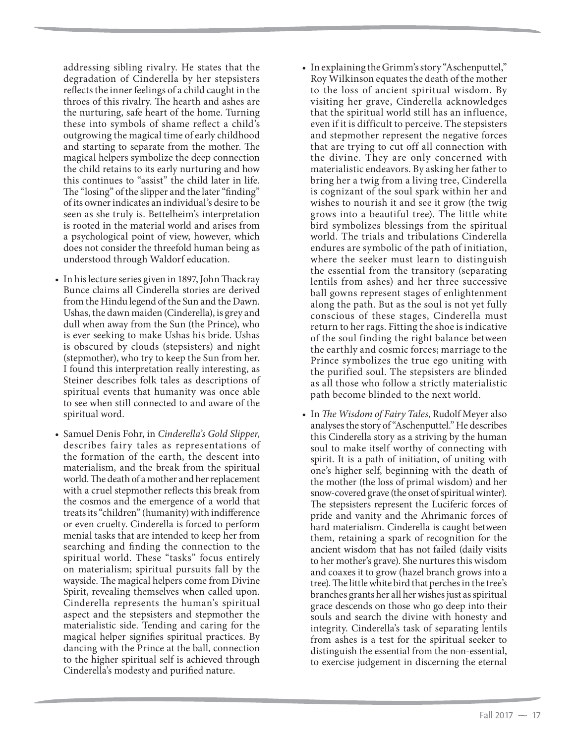addressing sibling rivalry. He states that the degradation of Cinderella by her stepsisters reflects the inner feelings of a child caught in the throes of this rivalry. The hearth and ashes are the nurturing, safe heart of the home. Turning these into symbols of shame reflect a child's outgrowing the magical time of early childhood and starting to separate from the mother. The magical helpers symbolize the deep connection the child retains to its early nurturing and how this continues to "assist" the child later in life. The "losing" of the slipper and the later "finding" of its owner indicates an individual's desire to be seen as she truly is. Bettelheim's interpretation is rooted in the material world and arises from a psychological point of view, however, which does not consider the threefold human being as understood through Waldorf education.

- In his lecture series given in 1897, John Thackray Bunce claims all Cinderella stories are derived from the Hindu legend of the Sun and the Dawn. Ushas, the dawn maiden (Cinderella), is grey and dull when away from the Sun (the Prince), who is ever seeking to make Ushas his bride. Ushas is obscured by clouds (stepsisters) and night (stepmother), who try to keep the Sun from her. I found this interpretation really interesting, as Steiner describes folk tales as descriptions of spiritual events that humanity was once able to see when still connected to and aware of the spiritual word.

- Samuel Denis Fohr, in *Cinderella's Gold Slipper*, describes fairy tales as representations of the formation of the earth, the descent into materialism, and the break from the spiritual world. The death of a mother and her replacement with a cruel stepmother reflects this break from the cosmos and the emergence of a world that treats its "children" (humanity) with indifference or even cruelty. Cinderella is forced to perform menial tasks that are intended to keep her from searching and finding the connection to the spiritual world. These "tasks" focus entirely on materialism; spiritual pursuits fall by the wayside. The magical helpers come from Divine Spirit, revealing themselves when called upon. Cinderella represents the human's spiritual aspect and the stepsisters and stepmother the materialistic side. Tending and caring for the magical helper signifies spiritual practices. By dancing with the Prince at the ball, connection to the higher spiritual self is achieved through Cinderella's modesty and purified nature.

- In explaining the Grimm's story "Aschenputtel," Roy Wilkinson equates the death of the mother to the loss of ancient spiritual wisdom. By visiting her grave, Cinderella acknowledges that the spiritual world still has an influence, even if it is difficult to perceive. The stepsisters and stepmother represent the negative forces that are trying to cut off all connection with the divine. They are only concerned with materialistic endeavors. By asking her father to bring her a twig from a living tree, Cinderella is cognizant of the soul spark within her and wishes to nourish it and see it grow (the twig grows into a beautiful tree). The little white bird symbolizes blessings from the spiritual world. The trials and tribulations Cinderella endures are symbolic of the path of initiation, where the seeker must learn to distinguish the essential from the transitory (separating lentils from ashes) and her three successive ball gowns represent stages of enlightenment along the path. But as the soul is not yet fully conscious of these stages, Cinderella must return to her rags. Fitting the shoe is indicative of the soul finding the right balance between the earthly and cosmic forces; marriage to the Prince symbolizes the true ego uniting with the purified soul. The stepsisters are blinded as all those who follow a strictly materialistic path become blinded to the next world.

- In *The Wisdom of Fairy Tales*, Rudolf Meyer also analyses the story of "Aschenputtel." He describes this Cinderella story as a striving by the human soul to make itself worthy of connecting with spirit. It is a path of initiation, of uniting with one's higher self, beginning with the death of the mother (the loss of primal wisdom) and her snow-covered grave (the onset of spiritual winter). The stepsisters represent the Luciferic forces of pride and vanity and the Ahrimanic forces of hard materialism. Cinderella is caught between them, retaining a spark of recognition for the ancient wisdom that has not failed (daily visits to her mother's grave). She nurtures this wisdom and coaxes it to grow (hazel branch grows into a tree). The little white bird that perches in the tree's branches grants her all her wishes just as spiritual grace descends on those who go deep into their souls and search the divine with honesty and integrity. Cinderella's task of separating lentils from ashes is a test for the spiritual seeker to distinguish the essential from the non-essential, to exercise judgement in discerning the eternal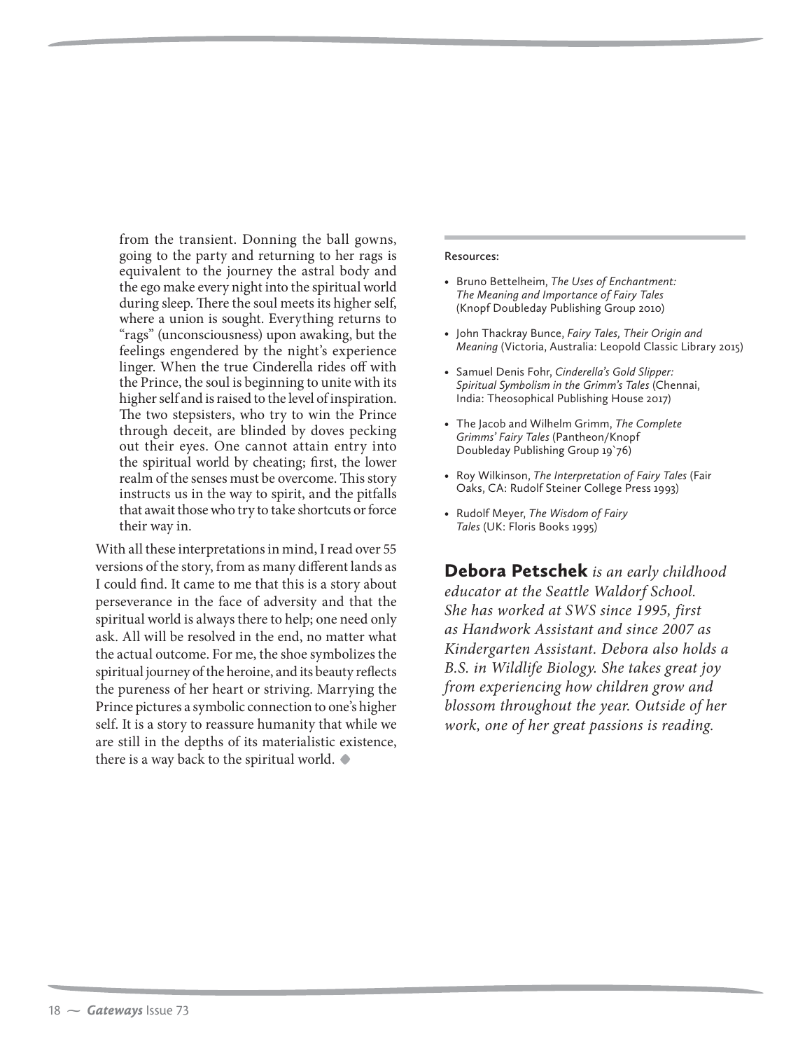from the transient. Donning the ball gowns, going to the party and returning to her rags is equivalent to the journey the astral body and the ego make every night into the spiritual world during sleep. There the soul meets its higher self, where a union is sought. Everything returns to "rags" (unconsciousness) upon awaking, but the feelings engendered by the night's experience linger. When the true Cinderella rides off with the Prince, the soul is beginning to unite with its higher self and is raised to the level of inspiration. The two stepsisters, who try to win the Prince through deceit, are blinded by doves pecking out their eyes. One cannot attain entry into the spiritual world by cheating; first, the lower realm of the senses must be overcome. This story instructs us in the way to spirit, and the pitfalls that await those who try to take shortcuts or force their way in.

With all these interpretations in mind, I read over 55 versions of the story, from as many different lands as I could find. It came to me that this is a story about perseverance in the face of adversity and that the spiritual world is always there to help; one need only ask. All will be resolved in the end, no matter what the actual outcome. For me, the shoe symbolizes the spiritual journey of the heroine, and its beauty reflects the pureness of her heart or striving. Marrying the Prince pictures a symbolic connection to one's higher self. It is a story to reassure humanity that while we are still in the depths of its materialistic existence, there is a way back to the spiritual world. ◆

Resources:

- Bruno Bettelheim, *The Uses of Enchantment: The Meaning and Importance of Fairy Tales* (Knopf Doubleday Publishing Group 2010)
- John Thackray Bunce, *Fairy Tales, Their Origin and Meaning* (Victoria, Australia: Leopold Classic Library 2015)
- Samuel Denis Fohr, *Cinderella's Gold Slipper: Spiritual Symbolism in the Grimm's Tales* (Chennai, India: Theosophical Publishing House 2017)
- The Jacob and Wilhelm Grimm, *The Complete Grimms' Fairy Tales* (Pantheon/Knopf Doubleday Publishing Group 19`76)
- Roy Wilkinson, *The Interpretation of Fairy Tales* (Fair Oaks, CA: Rudolf Steiner College Press 1993)
- Rudolf Meyer, *The Wisdom of Fairy Tales* (UK: Floris Books 1995)

**Debora Petschek** *is an early childhood educator at the Seattle Waldorf School. She has worked at SWS since 1995, first as Handwork Assistant and since 2007 as Kindergarten Assistant. Debora also holds a B.S. in Wildlife Biology. She takes great joy from experiencing how children grow and blossom throughout the year. Outside of her work, one of her great passions is reading.*